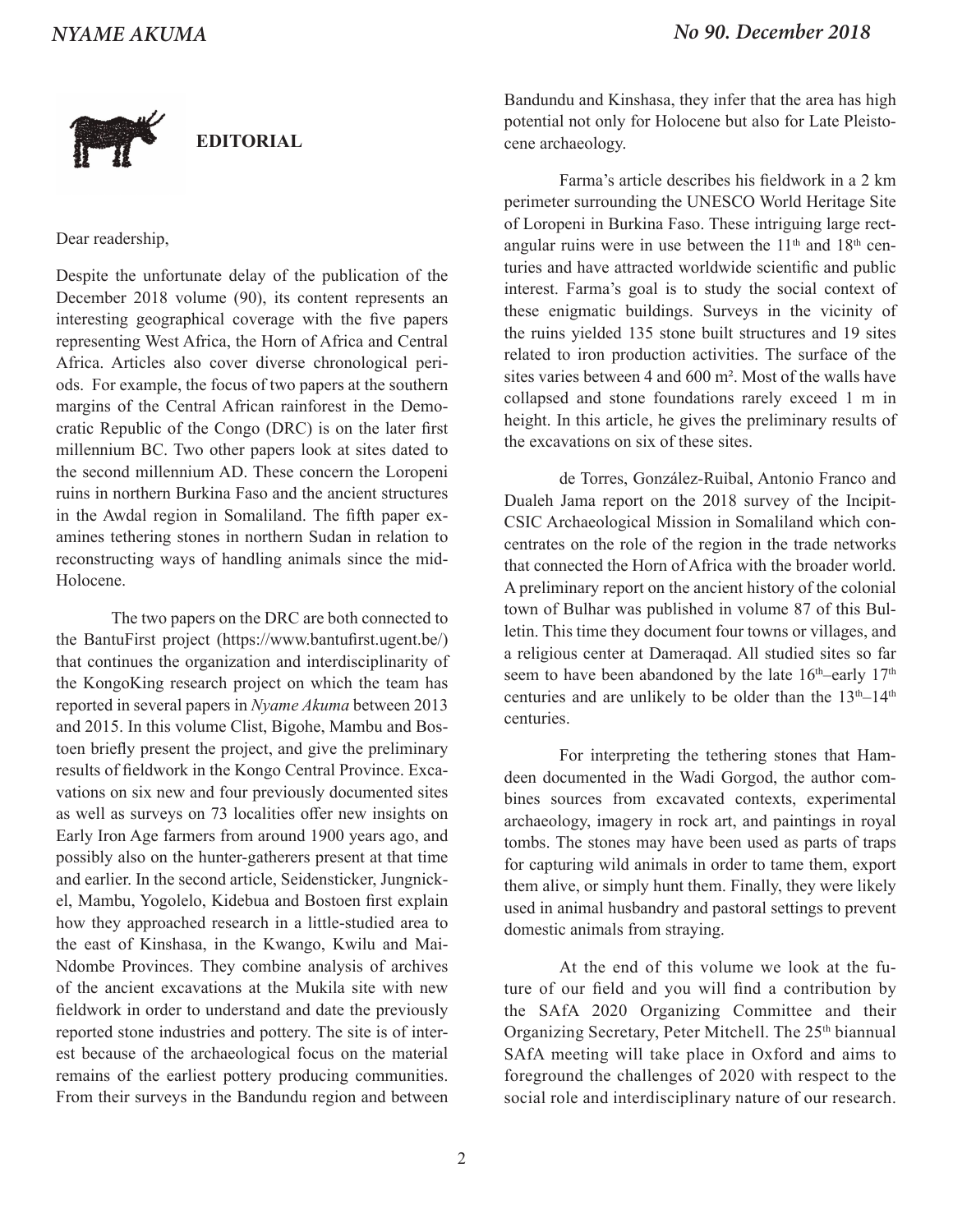# EDITORIAL

Dear readership,

Despite the unfortunate delay of the publication of the December 2018 volume (90), its content represents an interesting geographical coverage with the five papers representing West Africa, the Horn of Africa and Central Africa. Articles also cover diverse chronological periods. For example, the focus of two papers at the southern margins of the Central African rainforest in the Democratic Republic of the Congo (DRC) is on the later first millennium BC. Two other papers look at sites dated to the second millennium AD. These concern the Loropeni ruins in northern Burkina Faso and the ancient structures in the Awdal region in Somaliland. The fifth paper examines tethering stones in northern Sudan in relation to reconstructing ways of handling animals since the mid-Holocene.

The two papers on the DRC are both connected to the BantuFirst project (https://www.bantufirst.ugent.be/) that continues the organization and interdisciplinarity of the KongoKing research project on which the team has reported in several papers in *Nyame Akuma* between 2013 and 2015. In this volume Clist, Bigohe, Mambu and Bostoen briefly present the project, and give the preliminary results of fieldwork in the Kongo Central Province. Excavations on six new and four previously documented sites as well as surveys on 73 localities offer new insights on Early Iron Age farmers from around 1900 years ago, and possibly also on the hunter-gatherers present at that time and earlier. In the second article, Seidensticker, Jungnickel, Mambu, Yogolelo, Kidebua and Bostoen first explain how they approached research in a little-studied area to the east of Kinshasa, in the Kwango, Kwilu and Mai-Ndombe Provinces. They combine analysis of archives of the ancient excavations at the Mukila site with new fieldwork in order to understand and date the previously reported stone industries and pottery. The site is of interest because of the archaeological focus on the material remains of the earliest pottery producing communities. From their surveys in the Bandundu region and between Bandundu and Kinshasa, they infer that the area has high potential not only for Holocene but also for Late Pleistocene archaeology.

Farma's article describes his fieldwork in a 2 km perimeter surrounding the UNESCO World Heritage Site of Loropeni in Burkina Faso. These intriguing large rectangular ruins were in use between the 11th and 18th centuries and have attracted worldwide scientific and public interest. Farma's goal is to study the social context of these enigmatic buildings. Surveys in the vicinity of the ruins yielded 135 stone built structures and 19 sites related to iron production activities. The surface of the sites varies between 4 and 600 m². Most of the walls have collapsed and stone foundations rarely exceed 1 m in height. In this article, he gives the preliminary results of the excavations on six of these sites.

de Torres, González-Ruibal, Antonio Franco and Dualeh Jama report on the 2018 survey of the Incipit-CSIC Archaeological Mission in Somaliland which concentrates on the role of the region in the trade networks that connected the Horn of Africa with the broader world. A preliminary report on the ancient history of the colonial town of Bulhar was published in volume 87 of this Bulletin. This time they document four towns or villages, and a religious center at Dameraqad. All studied sites so far seem to have been abandoned by the late 16th–early 17th centuries and are unlikely to be older than the 13th–14th centuries.

For interpreting the tethering stones that Hamdeen documented in the Wadi Gorgod, the author combines sources from excavated contexts, experimental archaeology, imagery in rock art, and paintings in royal tombs. The stones may have been used as parts of traps for capturing wild animals in order to tame them, export them alive, or simply hunt them. Finally, they were likely used in animal husbandry and pastoral settings to prevent domestic animals from straying.

At the end of this volume we look at the future of our field and you will find a contribution by the SAfA 2020 Organizing Committee and their Organizing Secretary, Peter Mitchell. The 25th biannual SAfA meeting will take place in Oxford and aims to foreground the challenges of 2020 with respect to the social role and interdisciplinary nature of our research.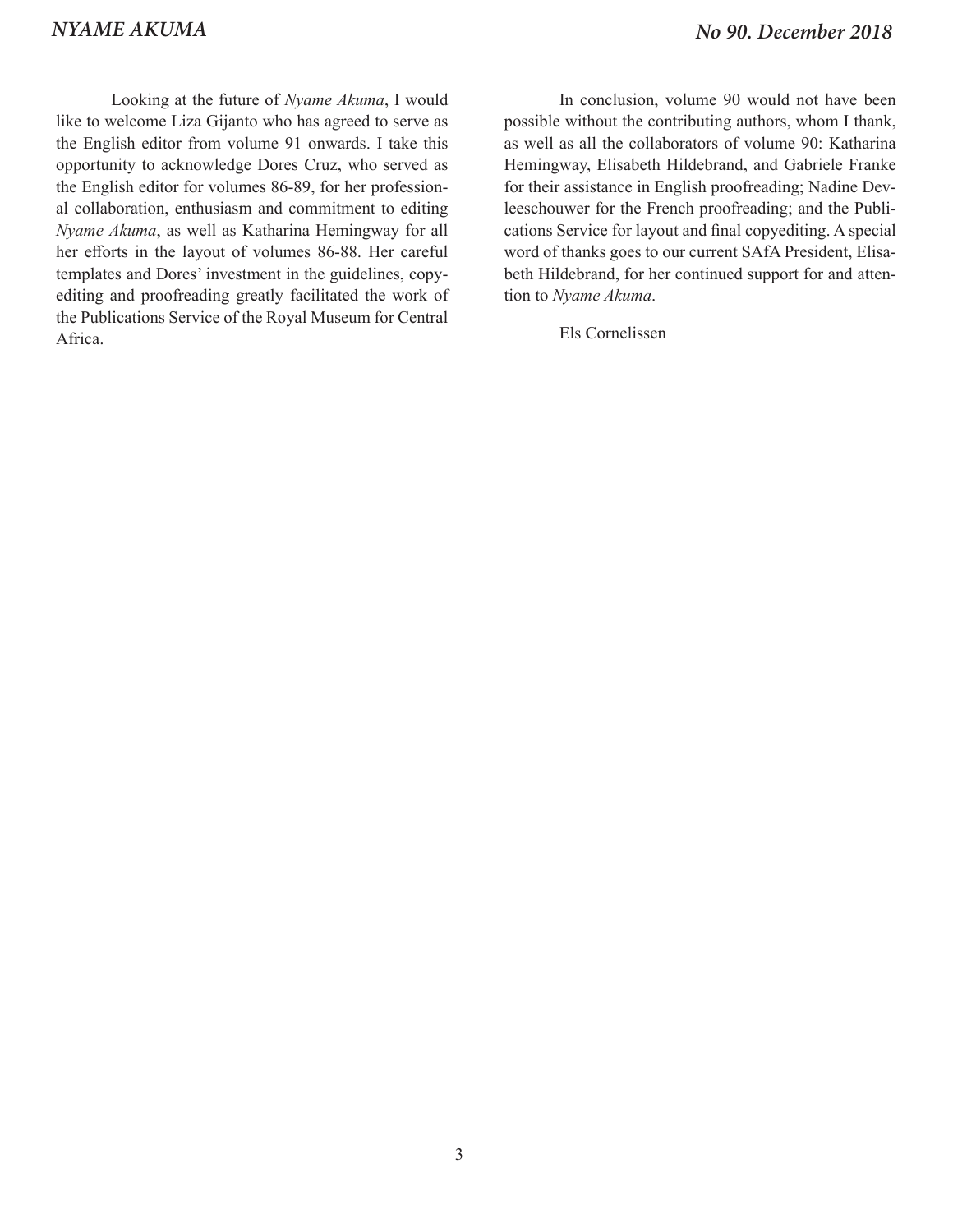Looking at the future of *Nyame Akuma*, I would like to welcome Liza Gijanto who has agreed to serve as the English editor from volume 91 onwards. I take this opportunity to acknowledge Dores Cruz, who served as the English editor for volumes 86-89, for her professional collaboration, enthusiasm and commitment to editing *Nyame Akuma*, as well as Katharina Hemingway for all her efforts in the layout of volumes 86-88. Her careful templates and Dores' investment in the guidelines, copyediting and proofreading greatly facilitated the work of the Publications Service of the Royal Museum for Central Africa.

In conclusion, volume 90 would not have been possible without the contributing authors, whom I thank, as well as all the collaborators of volume 90: Katharina Hemingway, Elisabeth Hildebrand, and Gabriele Franke for their assistance in English proofreading; Nadine Devleeschouwer for the French proofreading; and the Publications Service for layout and final copyediting. A special word of thanks goes to our current SAfA President, Elisabeth Hildebrand, for her continued support for and attention to *Nyame Akuma*.

Els Cornelissen